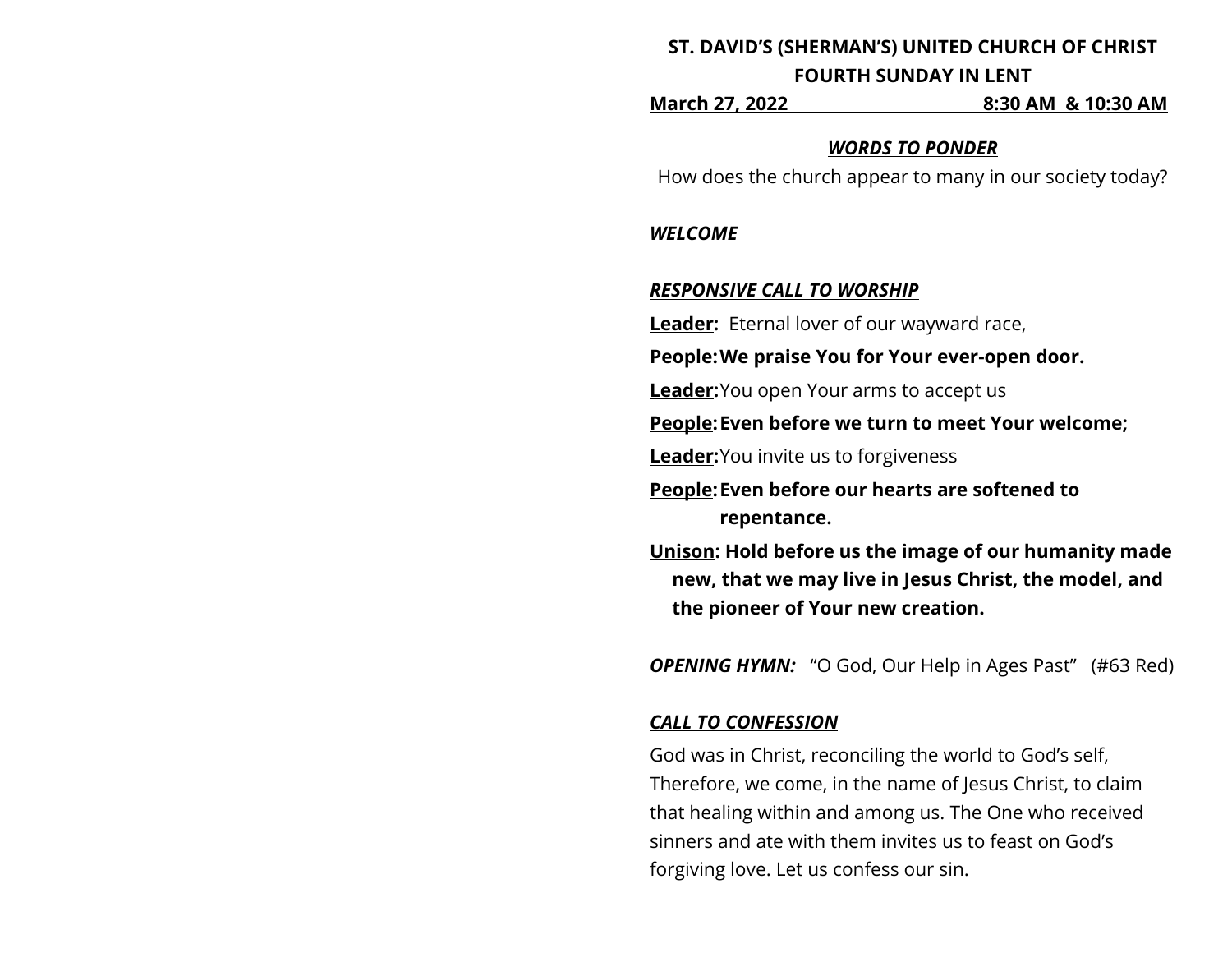**ST. DAVID'S (SHERMAN'S) UNITED CHURCH OF CHRIST**
**FOURTH SUNDAY IN LENT**
**March 27, 2022 8:30 AM & 10:30 AM**

***WORDS TO PONDER***

How does the church appear to many in our society today?

***WELCOME***

***RESPONSIVE CALL TO WORSHIP***

**Leader:** Eternal lover of our wayward race,

**People: We praise You for Your ever-open door.**

**Leader:** You open Your arms to accept us

**People: Even before we turn to meet Your welcome;**

**Leader:** You invite us to forgiveness

**People: Even before our hearts are softened to repentance.**

**Unison: Hold before us the image of our humanity made new, that we may live in Jesus Christ, the model, and the pioneer of Your new creation.**

***OPENING HYMN:*** "O God, Our Help in Ages Past" (#63 Red)

***CALL TO CONFESSION***

God was in Christ, reconciling the world to God's self, Therefore, we come, in the name of Jesus Christ, to claim that healing within and among us. The One who received sinners and ate with them invites us to feast on God's forgiving love. Let us confess our sin.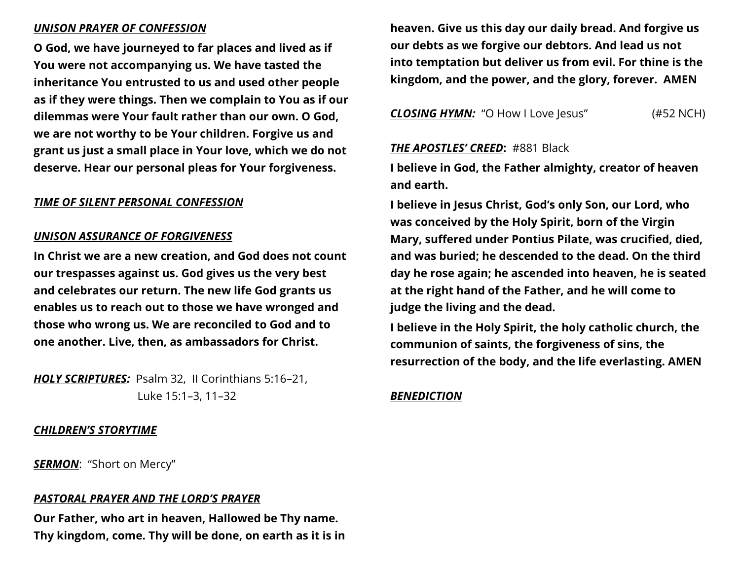***UNISON PRAYER OF CONFESSION***

**O God, we have journeyed to far places and lived as if You were not accompanying us. We have tasted the inheritance You entrusted to us and used other people as if they were things. Then we complain to You as if our dilemmas were Your fault rather than our own. O God, we are not worthy to be Your children. Forgive us and grant us just a small place in Your love, which we do not deserve. Hear our personal pleas for Your forgiveness.**

***TIME OF SILENT PERSONAL CONFESSION***

***UNISON ASSURANCE OF FORGIVENESS***

**In Christ we are a new creation, and God does not count our trespasses against us. God gives us the very best and celebrates our return. The new life God grants us enables us to reach out to those we have wronged and those who wrong us. We are reconciled to God and to one another. Live, then, as ambassadors for Christ.**

***HOLY SCRIPTURES:*** Psalm 32, II Corinthians 5:16–21, Luke 15:1–3, 11–32

***CHILDREN'S STORYTIME***

***SERMON***: "Short on Mercy"

***PASTORAL PRAYER AND THE LORD'S PRAYER***

**Our Father, who art in heaven, Hallowed be Thy name. Thy kingdom, come. Thy will be done, on earth as it is in heaven. Give us this day our daily bread. And forgive us our debts as we forgive our debtors. And lead us not into temptation but deliver us from evil. For thine is the kingdom, and the power, and the glory, forever. AMEN**

***CLOSING HYMN:*** "O How I Love Jesus" (#52 NCH)

***THE APOSTLES' CREED*:** #881 Black

**I believe in God, the Father almighty, creator of heaven and earth.**

**I believe in Jesus Christ, God's only Son, our Lord, who was conceived by the Holy Spirit, born of the Virgin Mary, suffered under Pontius Pilate, was crucified, died, and was buried; he descended to the dead. On the third day he rose again; he ascended into heaven, he is seated at the right hand of the Father, and he will come to judge the living and the dead.**

**I believe in the Holy Spirit, the holy catholic church, the communion of saints, the forgiveness of sins, the resurrection of the body, and the life everlasting. AMEN**

***BENEDICTION***